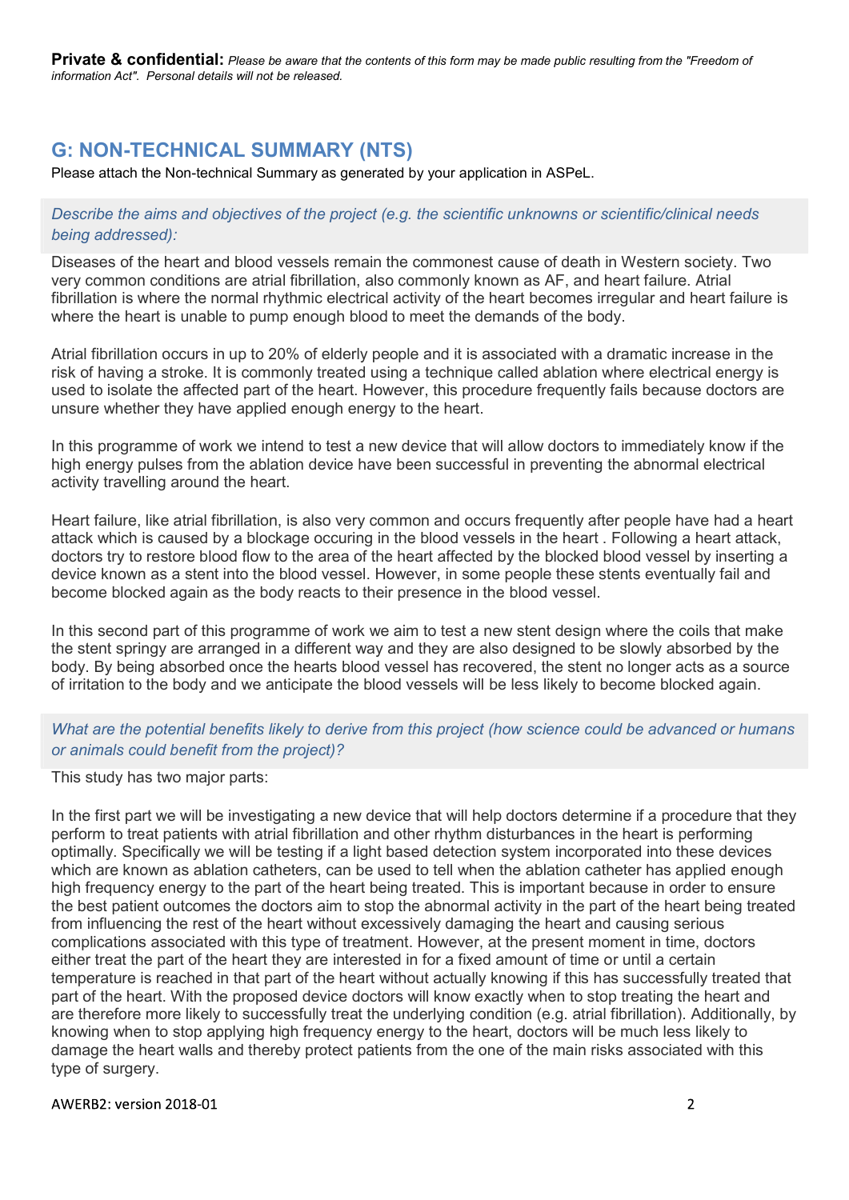**Private & confidential:** *Please be aware that the contents of this form may be made public resulting from the "Freedom of information Act". Personal details will not be released.*

## G: NON-TECHNICAL SUMMARY (NTS)

Please attach the Non-technical Summary as generated by your application in ASPeL.

*Describe the aims and objectives of the project (e.g. the scientific unknowns or scientific/clinical needs being addressed):*

Diseases of the heart and blood vessels remain the commonest cause of death in Western society. Two very common conditions are atrial fibrillation, also commonly known as AF, and heart failure. Atrial fibrillation is where the normal rhythmic electrical activity of the heart becomes irregular and heart failure is where the heart is unable to pump enough blood to meet the demands of the body.

Atrial fibrillation occurs in up to 20% of elderly people and it is associated with a dramatic increase in the risk of having a stroke. It is commonly treated using a technique called ablation where electrical energy is used to isolate the affected part of the heart. However, this procedure frequently fails because doctors are unsure whether they have applied enough energy to the heart.

In this programme of work we intend to test a new device that will allow doctors to immediately know if the high energy pulses from the ablation device have been successful in preventing the abnormal electrical activity travelling around the heart.

Heart failure, like atrial fibrillation, is also very common and occurs frequently after people have had a heart attack which is caused by a blockage occuring in the blood vessels in the heart . Following a heart attack, doctors try to restore blood flow to the area of the heart affected by the blocked blood vessel by inserting a device known as a stent into the blood vessel. However, in some people these stents eventually fail and become blocked again as the body reacts to their presence in the blood vessel.

In this second part of this programme of work we aim to test a new stent design where the coils that make the stent springy are arranged in a different way and they are also designed to be slowly absorbed by the body. By being absorbed once the hearts blood vessel has recovered, the stent no longer acts as a source of irritation to the body and we anticipate the blood vessels will be less likely to become blocked again.

*What are the potential benefits likely to derive from this project (how science could be advanced or humans or animals could benefit from the project)?*

This study has two major parts:

In the first part we will be investigating a new device that will help doctors determine if a procedure that they perform to treat patients with atrial fibrillation and other rhythm disturbances in the heart is performing optimally. Specifically we will be testing if a light based detection system incorporated into these devices which are known as ablation catheters, can be used to tell when the ablation catheter has applied enough high frequency energy to the part of the heart being treated. This is important because in order to ensure the best patient outcomes the doctors aim to stop the abnormal activity in the part of the heart being treated from influencing the rest of the heart without excessively damaging the heart and causing serious complications associated with this type of treatment. However, at the present moment in time, doctors either treat the part of the heart they are interested in for a fixed amount of time or until a certain temperature is reached in that part of the heart without actually knowing if this has successfully treated that part of the heart. With the proposed device doctors will know exactly when to stop treating the heart and are therefore more likely to successfully treat the underlying condition (e.g. atrial fibrillation). Additionally, by knowing when to stop applying high frequency energy to the heart, doctors will be much less likely to damage the heart walls and thereby protect patients from the one of the main risks associated with this type of surgery.

AWERB2: version 2018-01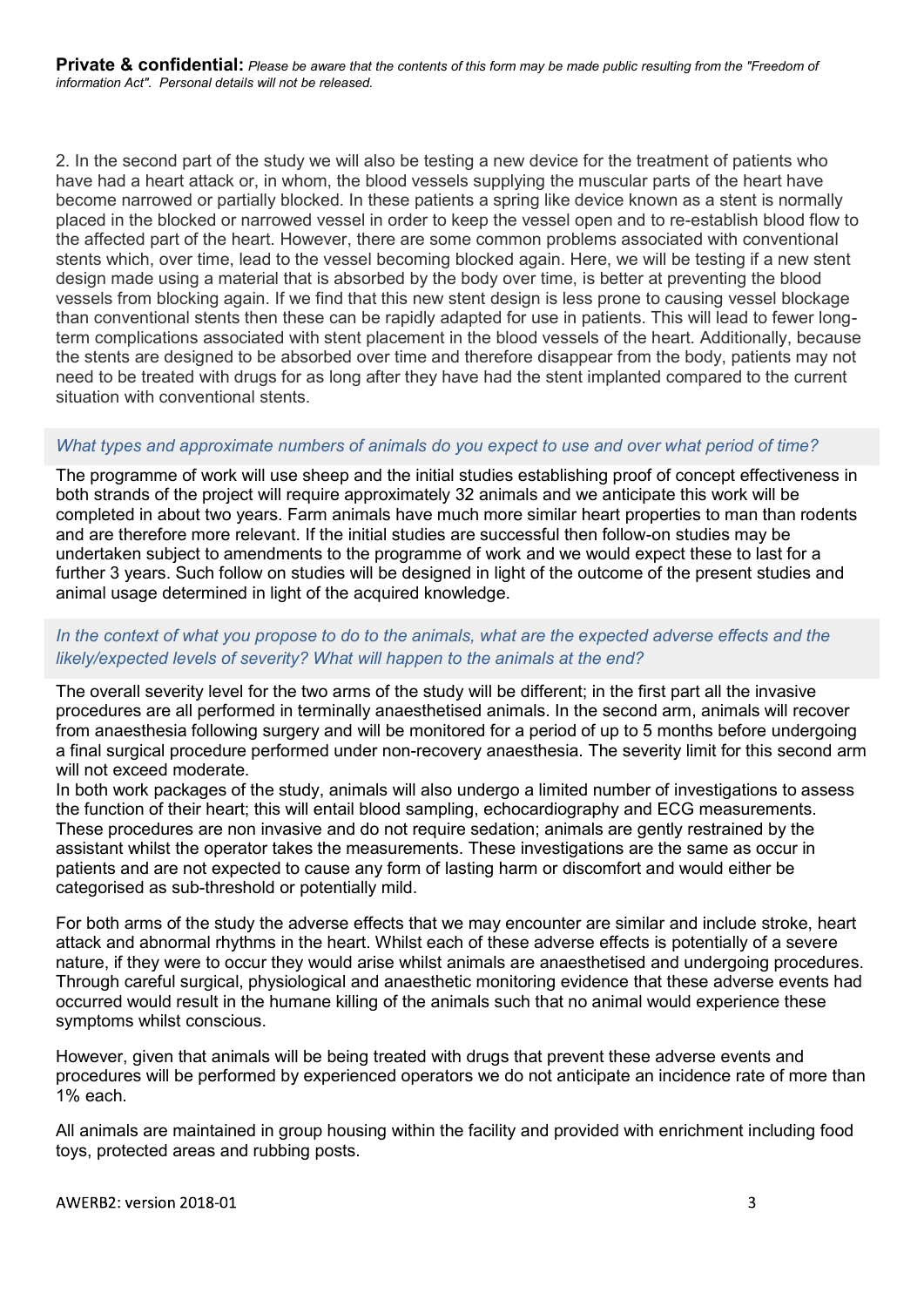**Private & confidential:** *Please be aware that the contents of this form may be made public resulting from the "Freedom of information Act". Personal details will not be released.*

2. In the second part of the study we will also be testing a new device for the treatment of patients who have had a heart attack or, in whom, the blood vessels supplying the muscular parts of the heart have become narrowed or partially blocked. In these patients a spring like device known as a stent is normally placed in the blocked or narrowed vessel in order to keep the vessel open and to re-establish blood flow to the affected part of the heart. However, there are some common problems associated with conventional stents which, over time, lead to the vessel becoming blocked again. Here, we will be testing if a new stent design made using a material that is absorbed by the body over time, is better at preventing the blood vessels from blocking again. If we find that this new stent design is less prone to causing vessel blockage than conventional stents then these can be rapidly adapted for use in patients. This will lead to fewer long-term complications associated with stent placement in the blood vessels of the heart. Additionally, because the stents are designed to be absorbed over time and therefore disappear from the body, patients may not need to be treated with drugs for as long after they have had the stent implanted compared to the current situation with conventional stents.

*What types and approximate numbers of animals do you expect to use and over what period of time?*

The programme of work will use sheep and the initial studies establishing proof of concept effectiveness in both strands of the project will require approximately 32 animals and we anticipate this work will be completed in about two years. Farm animals have much more similar heart properties to man than rodents and are therefore more relevant. If the initial studies are successful then follow-on studies may be undertaken subject to amendments to the programme of work and we would expect these to last for a further 3 years. Such follow on studies will be designed in light of the outcome of the present studies and animal usage determined in light of the acquired knowledge.

*In the context of what you propose to do to the animals, what are the expected adverse effects and the likely/expected levels of severity? What will happen to the animals at the end?*

The overall severity level for the two arms of the study will be different; in the first part all the invasive procedures are all performed in terminally anaesthetised animals. In the second arm, animals will recover from anaesthesia following surgery and will be monitored for a period of up to 5 months before undergoing a final surgical procedure performed under non-recovery anaesthesia. The severity limit for this second arm will not exceed moderate.
In both work packages of the study, animals will also undergo a limited number of investigations to assess the function of their heart; this will entail blood sampling, echocardiography and ECG measurements. These procedures are non invasive and do not require sedation; animals are gently restrained by the assistant whilst the operator takes the measurements. These investigations are the same as occur in patients and are not expected to cause any form of lasting harm or discomfort and would either be categorised as sub-threshold or potentially mild.

For both arms of the study the adverse effects that we may encounter are similar and include stroke, heart attack and abnormal rhythms in the heart. Whilst each of these adverse effects is potentially of a severe nature, if they were to occur they would arise whilst animals are anaesthetised and undergoing procedures. Through careful surgical, physiological and anaesthetic monitoring evidence that these adverse events had occurred would result in the humane killing of the animals such that no animal would experience these symptoms whilst conscious.

However, given that animals will be being treated with drugs that prevent these adverse events and procedures will be performed by experienced operators we do not anticipate an incidence rate of more than 1% each.

All animals are maintained in group housing within the facility and provided with enrichment including food toys, protected areas and rubbing posts.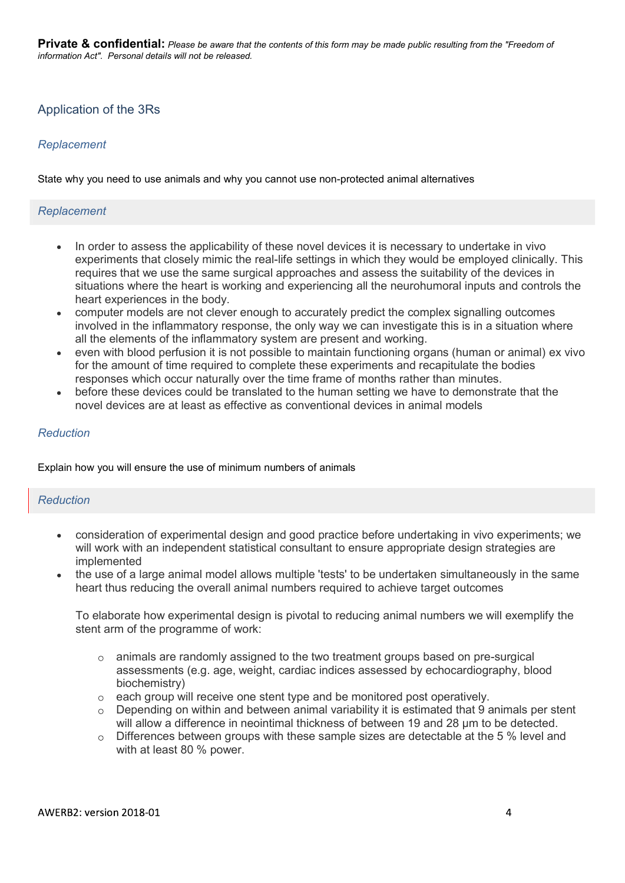**Private & confidential:** *Please be aware that the contents of this form may be made public resulting from the "Freedom of information Act". Personal details will not be released.*

## Application of the 3Rs

### *Replacement*

State why you need to use animals and why you cannot use non-protected animal alternatives

### *Replacement*

- In order to assess the applicability of these novel devices it is necessary to undertake in vivo experiments that closely mimic the real-life settings in which they would be employed clinically. This requires that we use the same surgical approaches and assess the suitability of the devices in situations where the heart is working and experiencing all the neurohumoral inputs and controls the heart experiences in the body.
- computer models are not clever enough to accurately predict the complex signalling outcomes involved in the inflammatory response, the only way we can investigate this is in a situation where all the elements of the inflammatory system are present and working.
- even with blood perfusion it is not possible to maintain functioning organs (human or animal) ex vivo for the amount of time required to complete these experiments and recapitulate the bodies responses which occur naturally over the time frame of months rather than minutes.
- before these devices could be translated to the human setting we have to demonstrate that the novel devices are at least as effective as conventional devices in animal models

### *Reduction*

Explain how you will ensure the use of minimum numbers of animals

### *Reduction*

- consideration of experimental design and good practice before undertaking in vivo experiments; we will work with an independent statistical consultant to ensure appropriate design strategies are implemented
- the use of a large animal model allows multiple 'tests' to be undertaken simultaneously in the same heart thus reducing the overall animal numbers required to achieve target outcomes

  To elaborate how experimental design is pivotal to reducing animal numbers we will exemplify the stent arm of the programme of work:

  - animals are randomly assigned to the two treatment groups based on pre-surgical assessments (e.g. age, weight, cardiac indices assessed by echocardiography, blood biochemistry)
  - each group will receive one stent type and be monitored post operatively.
  - Depending on within and between animal variability it is estimated that 9 animals per stent will allow a difference in neointimal thickness of between 19 and 28 µm to be detected.
  - Differences between groups with these sample sizes are detectable at the 5 % level and with at least 80 % power.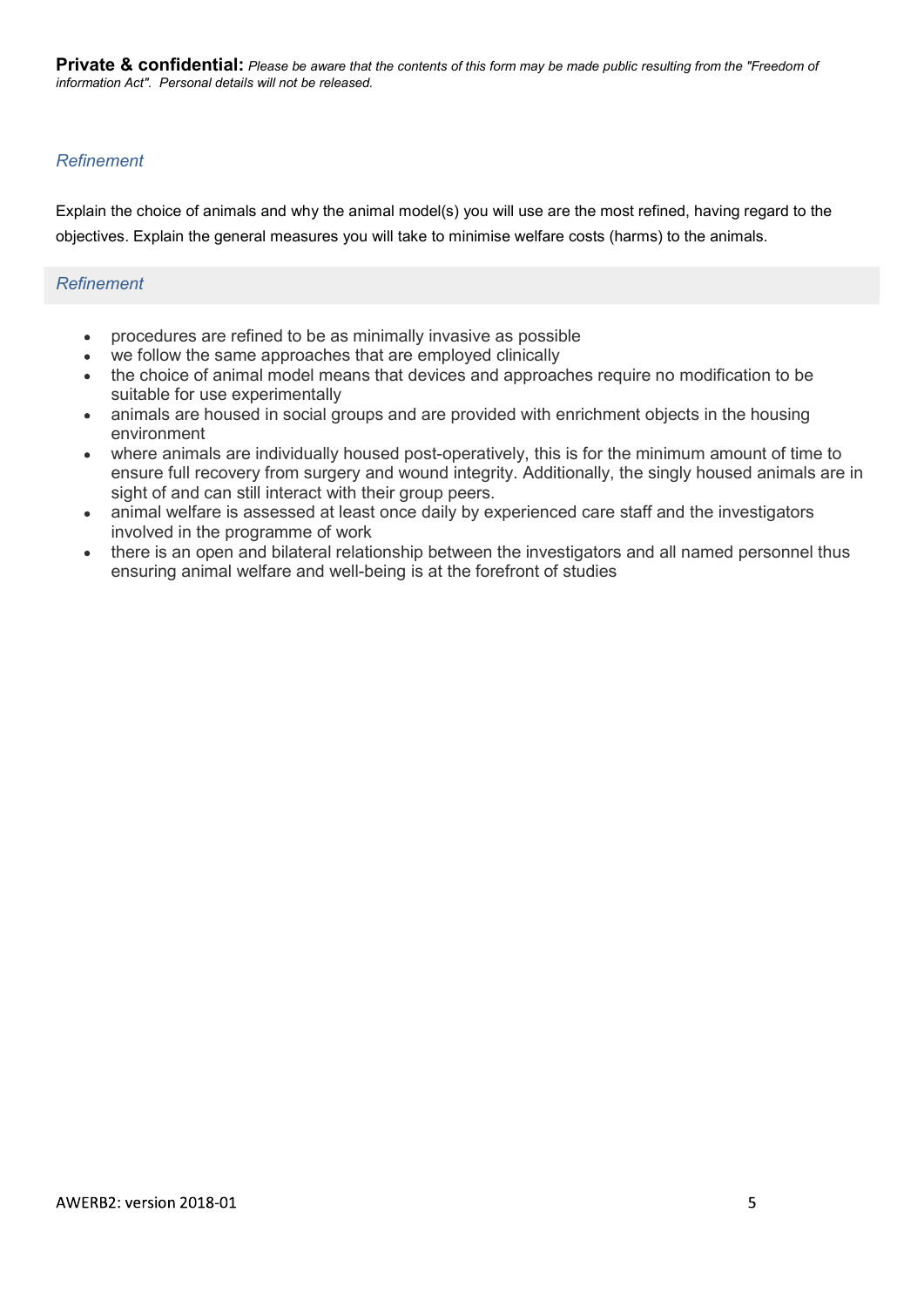**Private & confidential:** *Please be aware that the contents of this form may be made public resulting from the "Freedom of information Act". Personal details will not be released.*

### *Refinement*

Explain the choice of animals and why the animal model(s) you will use are the most refined, having regard to the objectives. Explain the general measures you will take to minimise welfare costs (harms) to the animals.

### *Refinement*

- procedures are refined to be as minimally invasive as possible
- we follow the same approaches that are employed clinically
- the choice of animal model means that devices and approaches require no modification to be suitable for use experimentally
- animals are housed in social groups and are provided with enrichment objects in the housing environment
- where animals are individually housed post-operatively, this is for the minimum amount of time to ensure full recovery from surgery and wound integrity. Additionally, the singly housed animals are in sight of and can still interact with their group peers.
- animal welfare is assessed at least once daily by experienced care staff and the investigators involved in the programme of work
- there is an open and bilateral relationship between the investigators and all named personnel thus ensuring animal welfare and well-being is at the forefront of studies

AWERB2: version 2018-01